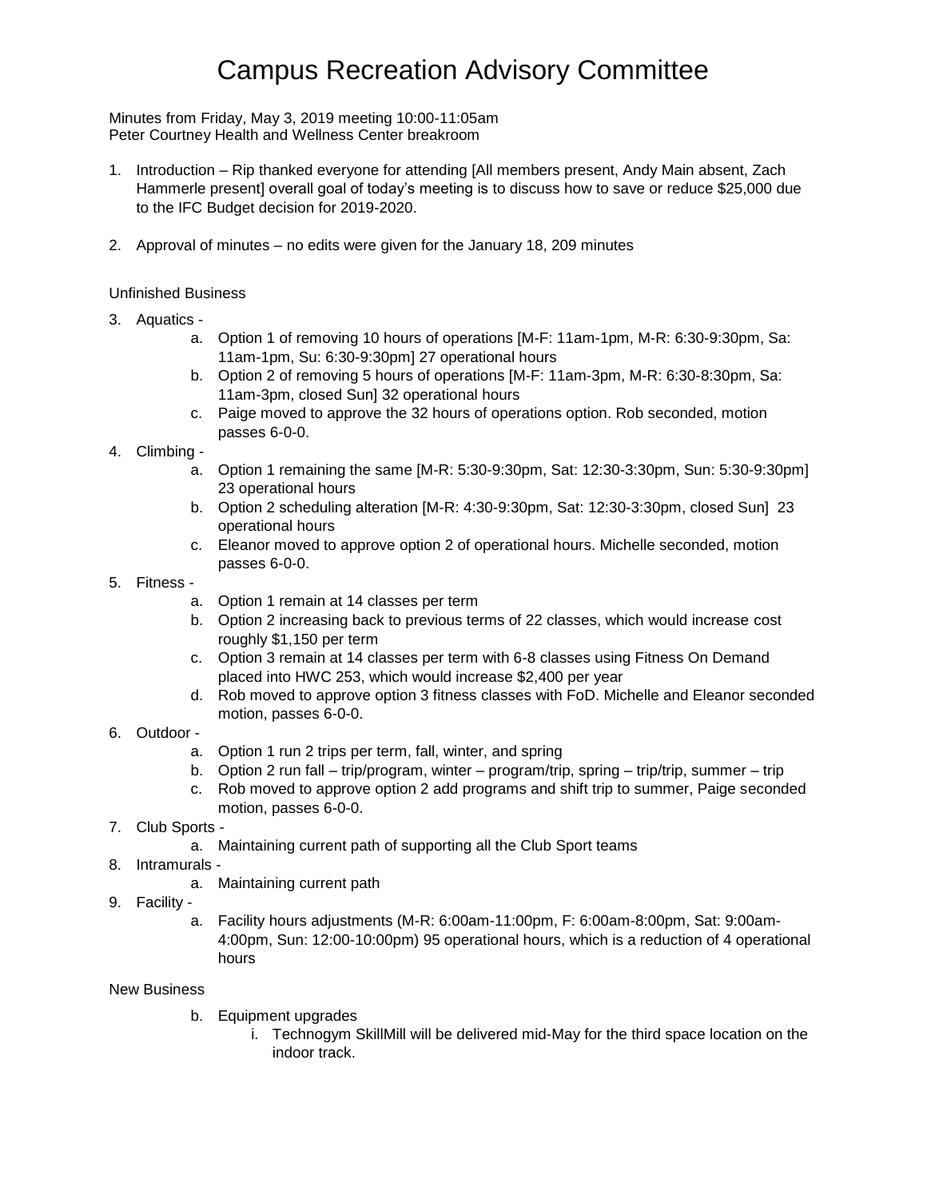# Campus Recreation Advisory Committee

Minutes from Friday, May 3, 2019 meeting 10:00-11:05am
Peter Courtney Health and Wellness Center breakroom

1. Introduction – Rip thanked everyone for attending [All members present, Andy Main absent, Zach Hammerle present] overall goal of today's meeting is to discuss how to save or reduce $25,000 due to the IFC Budget decision for 2019-2020.

2. Approval of minutes – no edits were given for the January 18, 209 minutes

Unfinished Business

3. Aquatics -
   a. Option 1 of removing 10 hours of operations [M-F: 11am-1pm, M-R: 6:30-9:30pm, Sa: 11am-1pm, Su: 6:30-9:30pm] 27 operational hours
   b. Option 2 of removing 5 hours of operations [M-F: 11am-3pm, M-R: 6:30-8:30pm, Sa: 11am-3pm, closed Sun] 32 operational hours
   c. Paige moved to approve the 32 hours of operations option. Rob seconded, motion passes 6-0-0.
4. Climbing -
   a. Option 1 remaining the same [M-R: 5:30-9:30pm, Sat: 12:30-3:30pm, Sun: 5:30-9:30pm] 23 operational hours
   b. Option 2 scheduling alteration [M-R: 4:30-9:30pm, Sat: 12:30-3:30pm, closed Sun] 23 operational hours
   c. Eleanor moved to approve option 2 of operational hours. Michelle seconded, motion passes 6-0-0.
5. Fitness -
   a. Option 1 remain at 14 classes per term
   b. Option 2 increasing back to previous terms of 22 classes, which would increase cost roughly $1,150 per term
   c. Option 3 remain at 14 classes per term with 6-8 classes using Fitness On Demand placed into HWC 253, which would increase $2,400 per year
   d. Rob moved to approve option 3 fitness classes with FoD. Michelle and Eleanor seconded motion, passes 6-0-0.
6. Outdoor -
   a. Option 1 run 2 trips per term, fall, winter, and spring
   b. Option 2 run fall – trip/program, winter – program/trip, spring – trip/trip, summer – trip
   c. Rob moved to approve option 2 add programs and shift trip to summer, Paige seconded motion, passes 6-0-0.
7. Club Sports -
   a. Maintaining current path of supporting all the Club Sport teams
8. Intramurals -
   a. Maintaining current path
9. Facility -
   a. Facility hours adjustments (M-R: 6:00am-11:00pm, F: 6:00am-8:00pm, Sat: 9:00am-4:00pm, Sun: 12:00-10:00pm) 95 operational hours, which is a reduction of 4 operational hours

New Business

   b. Equipment upgrades
      i. Technogym SkillMill will be delivered mid-May for the third space location on the indoor track.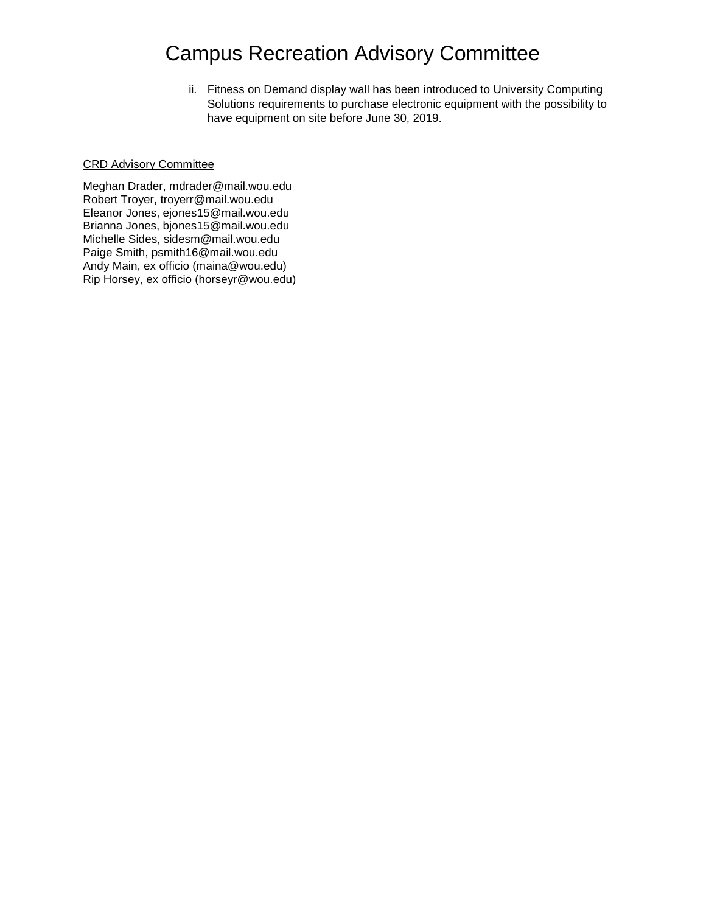# Campus Recreation Advisory Committee

ii. Fitness on Demand display wall has been introduced to University Computing Solutions requirements to purchase electronic equipment with the possibility to have equipment on site before June 30, 2019.

<u>CRD Advisory Committee</u>

Meghan Drader, mdrader@mail.wou.edu
Robert Troyer, troyerr@mail.wou.edu
Eleanor Jones, ejones15@mail.wou.edu
Brianna Jones, bjones15@mail.wou.edu
Michelle Sides, sidesm@mail.wou.edu
Paige Smith, psmith16@mail.wou.edu
Andy Main, ex officio (maina@wou.edu)
Rip Horsey, ex officio (horseyr@wou.edu)